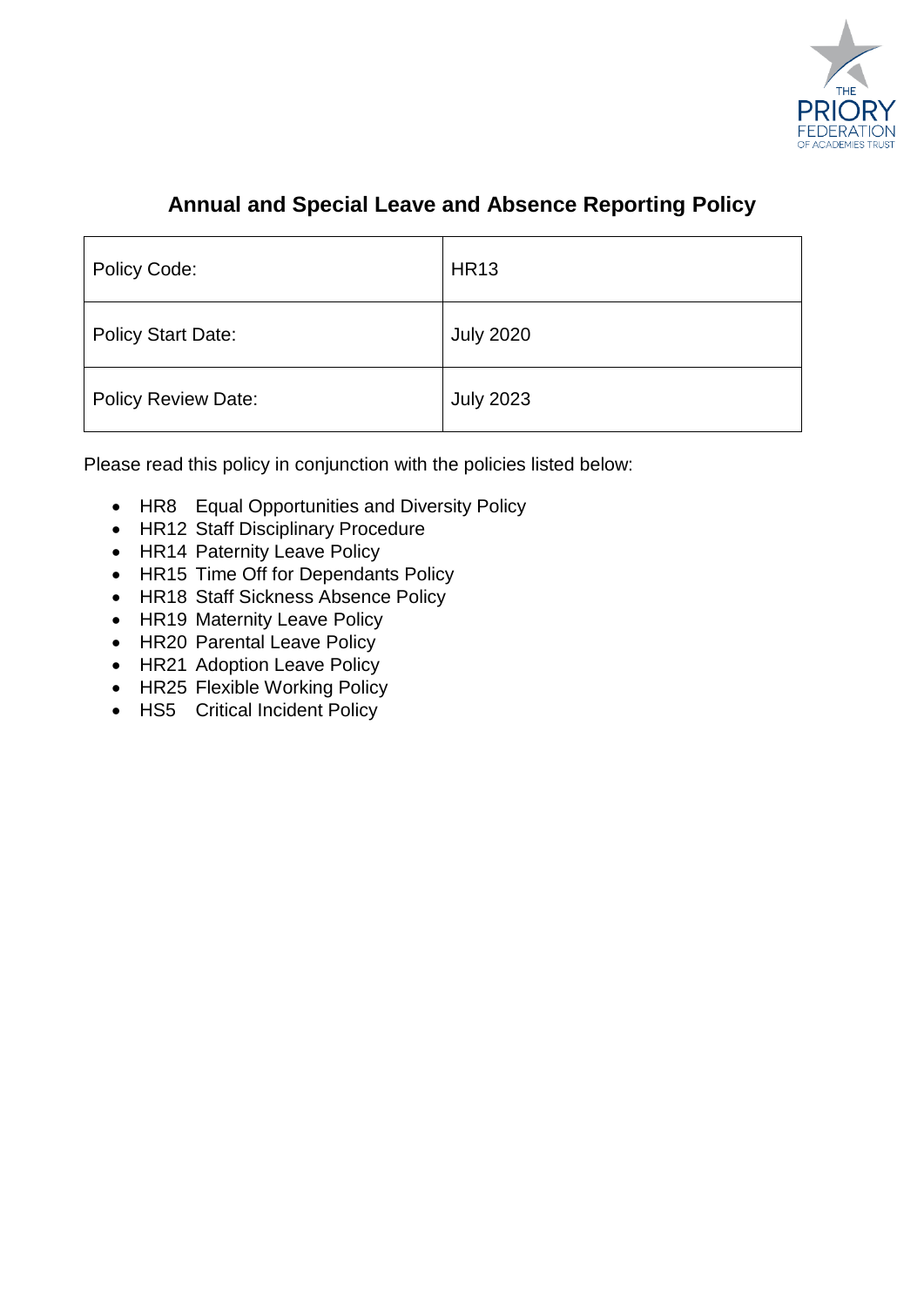# Annual and Special Leave and Absence Reporting Policy

| Policy Code: | HR13 |
|---|---|
| Policy Start Date: | July 2020 |
| Policy Review Date: | July 2023 |

Please read this policy in conjunction with the policies listed below:

- HR8 Equal Opportunities and Diversity Policy
- HR12 Staff Disciplinary Procedure
- HR14 Paternity Leave Policy
- HR15 Time Off for Dependants Policy
- HR18 Staff Sickness Absence Policy
- HR19 Maternity Leave Policy
- HR20 Parental Leave Policy
- HR21 Adoption Leave Policy
- HR25 Flexible Working Policy
- HS5 Critical Incident Policy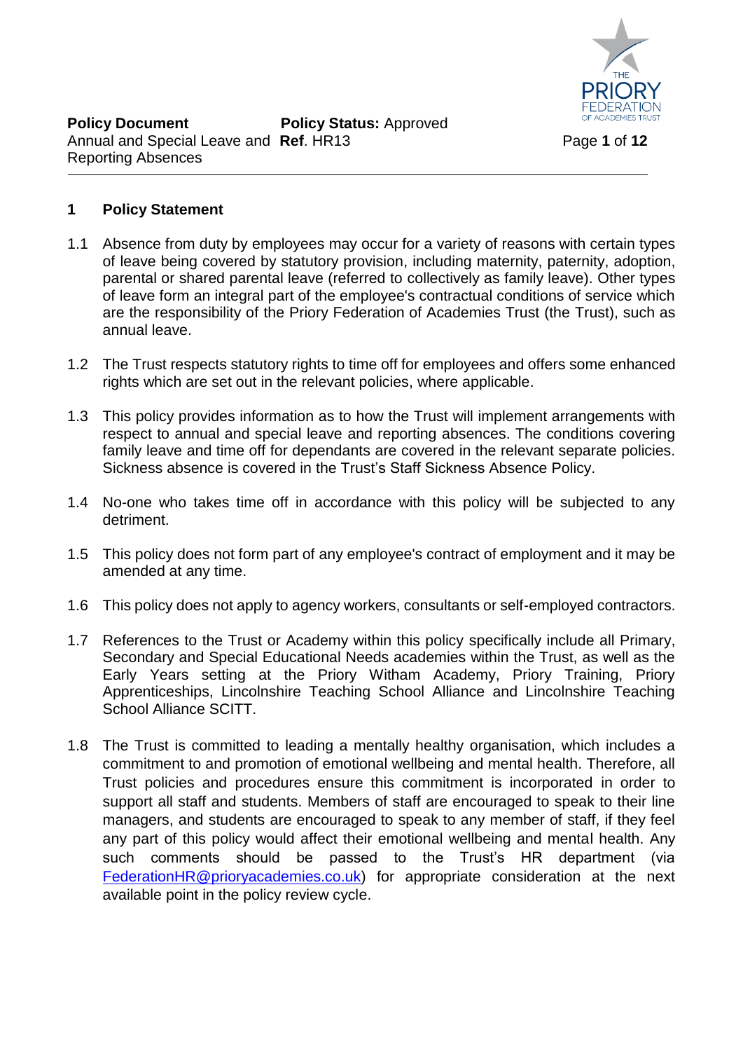## 1 Policy Statement

1.1 Absence from duty by employees may occur for a variety of reasons with certain types of leave being covered by statutory provision, including maternity, paternity, adoption, parental or shared parental leave (referred to collectively as family leave). Other types of leave form an integral part of the employee's contractual conditions of service which are the responsibility of the Priory Federation of Academies Trust (the Trust), such as annual leave.

1.2 The Trust respects statutory rights to time off for employees and offers some enhanced rights which are set out in the relevant policies, where applicable.

1.3 This policy provides information as to how the Trust will implement arrangements with respect to annual and special leave and reporting absences. The conditions covering family leave and time off for dependants are covered in the relevant separate policies. Sickness absence is covered in the Trust's Staff Sickness Absence Policy.

1.4 No-one who takes time off in accordance with this policy will be subjected to any detriment.

1.5 This policy does not form part of any employee's contract of employment and it may be amended at any time.

1.6 This policy does not apply to agency workers, consultants or self-employed contractors.

1.7 References to the Trust or Academy within this policy specifically include all Primary, Secondary and Special Educational Needs academies within the Trust, as well as the Early Years setting at the Priory Witham Academy, Priory Training, Priory Apprenticeships, Lincolnshire Teaching School Alliance and Lincolnshire Teaching School Alliance SCITT.

1.8 The Trust is committed to leading a mentally healthy organisation, which includes a commitment to and promotion of emotional wellbeing and mental health. Therefore, all Trust policies and procedures ensure this commitment is incorporated in order to support all staff and students. Members of staff are encouraged to speak to their line managers, and students are encouraged to speak to any member of staff, if they feel any part of this policy would affect their emotional wellbeing and mental health. Any such comments should be passed to the Trust's HR department (via FederationHR@prioryacademies.co.uk) for appropriate consideration at the next available point in the policy review cycle.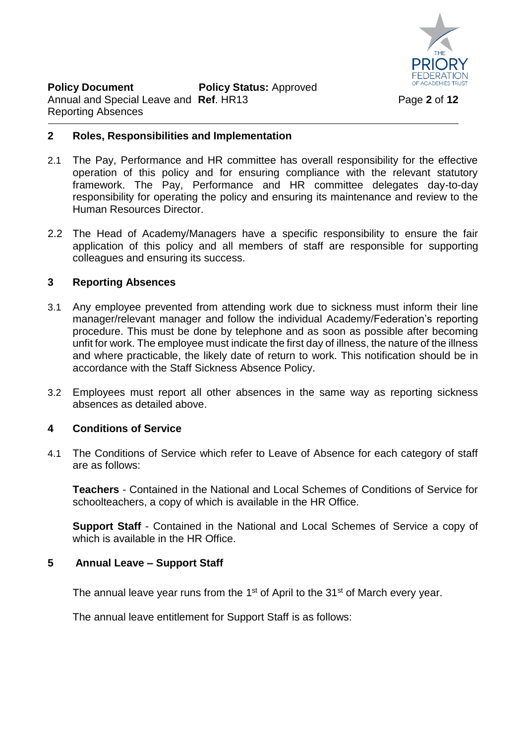## 2 Roles, Responsibilities and Implementation

2.1 The Pay, Performance and HR committee has overall responsibility for the effective operation of this policy and for ensuring compliance with the relevant statutory framework. The Pay, Performance and HR committee delegates day-to-day responsibility for operating the policy and ensuring its maintenance and review to the Human Resources Director.

2.2 The Head of Academy/Managers have a specific responsibility to ensure the fair application of this policy and all members of staff are responsible for supporting colleagues and ensuring its success.

## 3 Reporting Absences

3.1 Any employee prevented from attending work due to sickness must inform their line manager/relevant manager and follow the individual Academy/Federation's reporting procedure. This must be done by telephone and as soon as possible after becoming unfit for work. The employee must indicate the first day of illness, the nature of the illness and where practicable, the likely date of return to work. This notification should be in accordance with the Staff Sickness Absence Policy.

3.2 Employees must report all other absences in the same way as reporting sickness absences as detailed above.

## 4 Conditions of Service

4.1 The Conditions of Service which refer to Leave of Absence for each category of staff are as follows:

**Teachers** - Contained in the National and Local Schemes of Conditions of Service for schoolteachers, a copy of which is available in the HR Office.

**Support Staff** - Contained in the National and Local Schemes of Service a copy of which is available in the HR Office.

## 5 Annual Leave – Support Staff

The annual leave year runs from the 1st of April to the 31st of March every year.

The annual leave entitlement for Support Staff is as follows: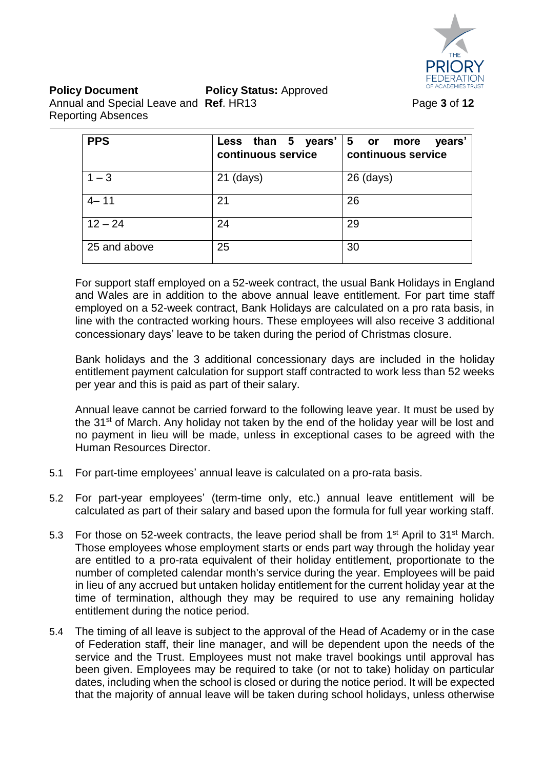| PPS | Less than 5 years' continuous service | 5 or more years' continuous service |
|---|---|---|
| 1 – 3 | 21 (days) | 26 (days) |
| 4– 11 | 21 | 26 |
| 12 – 24 | 24 | 29 |
| 25 and above | 25 | 30 |

For support staff employed on a 52-week contract, the usual Bank Holidays in England and Wales are in addition to the above annual leave entitlement. For part time staff employed on a 52-week contract, Bank Holidays are calculated on a pro rata basis, in line with the contracted working hours. These employees will also receive 3 additional concessionary days' leave to be taken during the period of Christmas closure.

Bank holidays and the 3 additional concessionary days are included in the holiday entitlement payment calculation for support staff contracted to work less than 52 weeks per year and this is paid as part of their salary.

Annual leave cannot be carried forward to the following leave year. It must be used by the 31st of March. Any holiday not taken by the end of the holiday year will be lost and no payment in lieu will be made, unless in exceptional cases to be agreed with the Human Resources Director.

5.1 For part-time employees' annual leave is calculated on a pro-rata basis.

5.2 For part-year employees' (term-time only, etc.) annual leave entitlement will be calculated as part of their salary and based upon the formula for full year working staff.

5.3 For those on 52-week contracts, the leave period shall be from 1st April to 31st March. Those employees whose employment starts or ends part way through the holiday year are entitled to a pro-rata equivalent of their holiday entitlement, proportionate to the number of completed calendar month's service during the year. Employees will be paid in lieu of any accrued but untaken holiday entitlement for the current holiday year at the time of termination, although they may be required to use any remaining holiday entitlement during the notice period.

5.4 The timing of all leave is subject to the approval of the Head of Academy or in the case of Federation staff, their line manager, and will be dependent upon the needs of the service and the Trust. Employees must not make travel bookings until approval has been given. Employees may be required to take (or not to take) holiday on particular dates, including when the school is closed or during the notice period. It will be expected that the majority of annual leave will be taken during school holidays, unless otherwise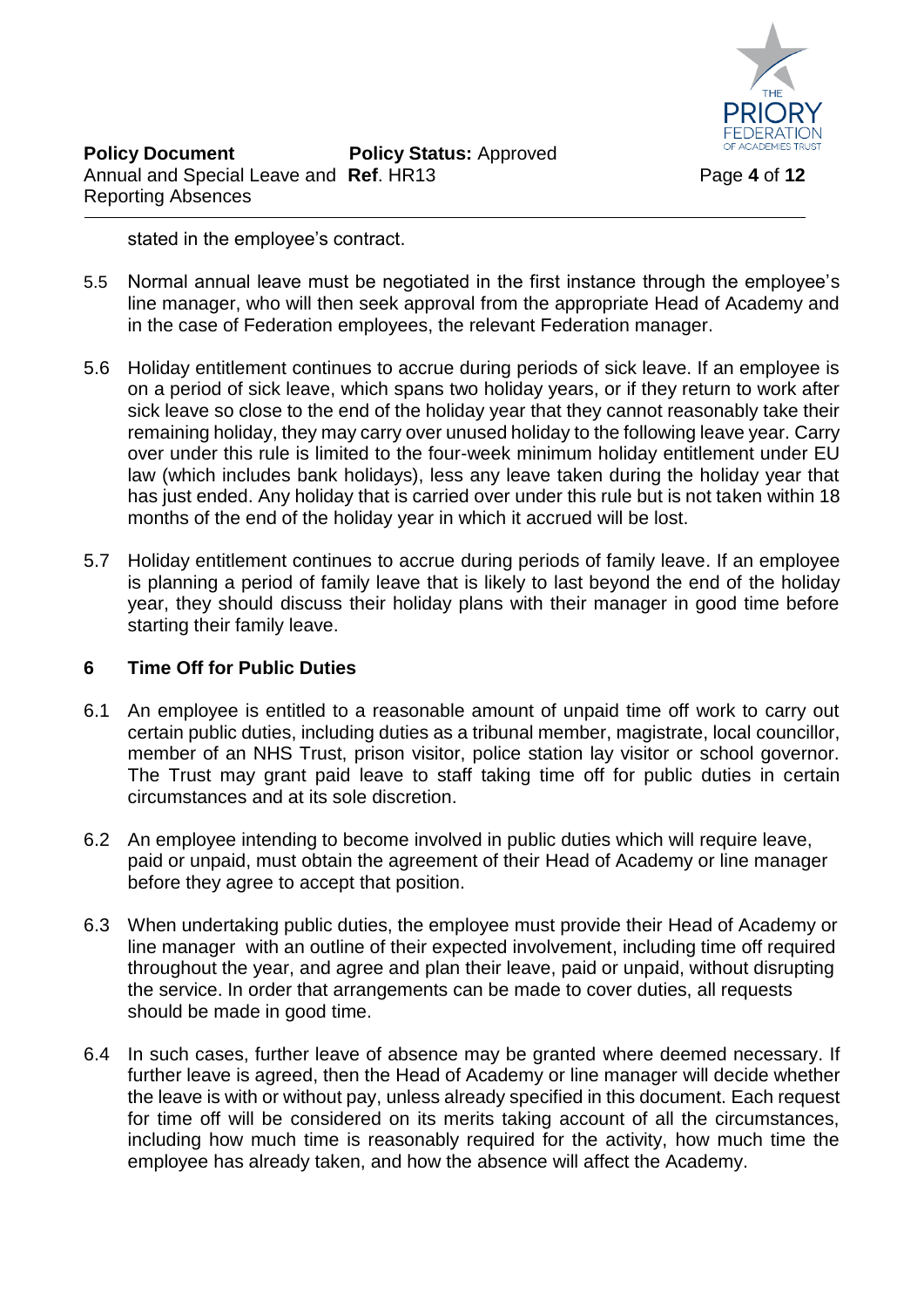stated in the employee's contract.

5.5 Normal annual leave must be negotiated in the first instance through the employee's line manager, who will then seek approval from the appropriate Head of Academy and in the case of Federation employees, the relevant Federation manager.

5.6 Holiday entitlement continues to accrue during periods of sick leave. If an employee is on a period of sick leave, which spans two holiday years, or if they return to work after sick leave so close to the end of the holiday year that they cannot reasonably take their remaining holiday, they may carry over unused holiday to the following leave year. Carry over under this rule is limited to the four-week minimum holiday entitlement under EU law (which includes bank holidays), less any leave taken during the holiday year that has just ended. Any holiday that is carried over under this rule but is not taken within 18 months of the end of the holiday year in which it accrued will be lost.

5.7 Holiday entitlement continues to accrue during periods of family leave. If an employee is planning a period of family leave that is likely to last beyond the end of the holiday year, they should discuss their holiday plans with their manager in good time before starting their family leave.

## 6 Time Off for Public Duties

6.1 An employee is entitled to a reasonable amount of unpaid time off work to carry out certain public duties, including duties as a tribunal member, magistrate, local councillor, member of an NHS Trust, prison visitor, police station lay visitor or school governor. The Trust may grant paid leave to staff taking time off for public duties in certain circumstances and at its sole discretion.

6.2 An employee intending to become involved in public duties which will require leave, paid or unpaid, must obtain the agreement of their Head of Academy or line manager before they agree to accept that position.

6.3 When undertaking public duties, the employee must provide their Head of Academy or line manager with an outline of their expected involvement, including time off required throughout the year, and agree and plan their leave, paid or unpaid, without disrupting the service. In order that arrangements can be made to cover duties, all requests should be made in good time.

6.4 In such cases, further leave of absence may be granted where deemed necessary. If further leave is agreed, then the Head of Academy or line manager will decide whether the leave is with or without pay, unless already specified in this document. Each request for time off will be considered on its merits taking account of all the circumstances, including how much time is reasonably required for the activity, how much time the employee has already taken, and how the absence will affect the Academy.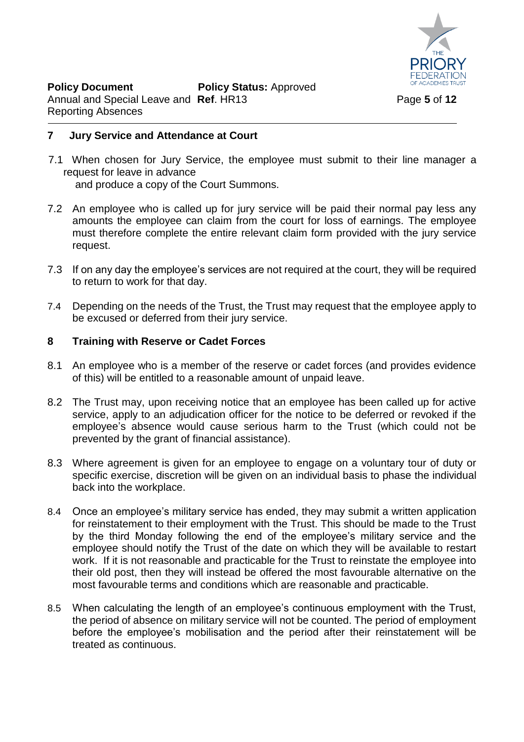## 7 Jury Service and Attendance at Court

7.1 When chosen for Jury Service, the employee must submit to their line manager a request for leave in advance and produce a copy of the Court Summons.

7.2 An employee who is called up for jury service will be paid their normal pay less any amounts the employee can claim from the court for loss of earnings. The employee must therefore complete the entire relevant claim form provided with the jury service request.

7.3 If on any day the employee's services are not required at the court, they will be required to return to work for that day.

7.4 Depending on the needs of the Trust, the Trust may request that the employee apply to be excused or deferred from their jury service.

## 8 Training with Reserve or Cadet Forces

8.1 An employee who is a member of the reserve or cadet forces (and provides evidence of this) will be entitled to a reasonable amount of unpaid leave.

8.2 The Trust may, upon receiving notice that an employee has been called up for active service, apply to an adjudication officer for the notice to be deferred or revoked if the employee's absence would cause serious harm to the Trust (which could not be prevented by the grant of financial assistance).

8.3 Where agreement is given for an employee to engage on a voluntary tour of duty or specific exercise, discretion will be given on an individual basis to phase the individual back into the workplace.

8.4 Once an employee's military service has ended, they may submit a written application for reinstatement to their employment with the Trust. This should be made to the Trust by the third Monday following the end of the employee's military service and the employee should notify the Trust of the date on which they will be available to restart work. If it is not reasonable and practicable for the Trust to reinstate the employee into their old post, then they will instead be offered the most favourable alternative on the most favourable terms and conditions which are reasonable and practicable.

8.5 When calculating the length of an employee's continuous employment with the Trust, the period of absence on military service will not be counted. The period of employment before the employee's mobilisation and the period after their reinstatement will be treated as continuous.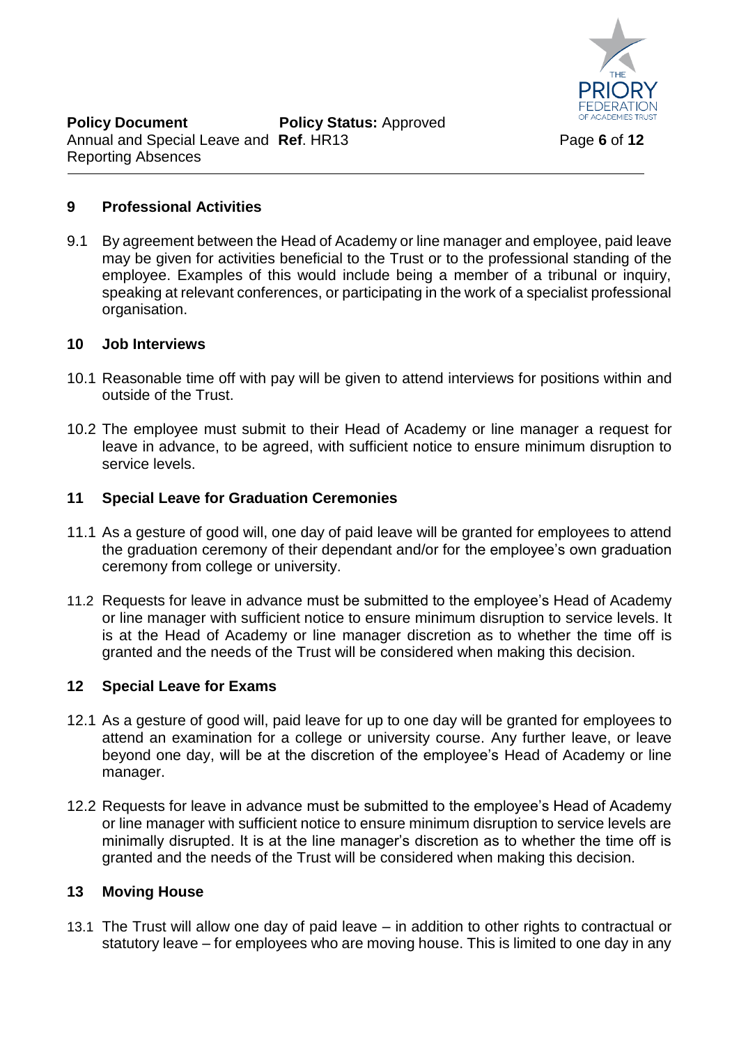## 9 Professional Activities

9.1 By agreement between the Head of Academy or line manager and employee, paid leave may be given for activities beneficial to the Trust or to the professional standing of the employee. Examples of this would include being a member of a tribunal or inquiry, speaking at relevant conferences, or participating in the work of a specialist professional organisation.

## 10 Job Interviews

10.1 Reasonable time off with pay will be given to attend interviews for positions within and outside of the Trust.

10.2 The employee must submit to their Head of Academy or line manager a request for leave in advance, to be agreed, with sufficient notice to ensure minimum disruption to service levels.

## 11 Special Leave for Graduation Ceremonies

11.1 As a gesture of good will, one day of paid leave will be granted for employees to attend the graduation ceremony of their dependant and/or for the employee's own graduation ceremony from college or university.

11.2 Requests for leave in advance must be submitted to the employee's Head of Academy or line manager with sufficient notice to ensure minimum disruption to service levels. It is at the Head of Academy or line manager discretion as to whether the time off is granted and the needs of the Trust will be considered when making this decision.

## 12 Special Leave for Exams

12.1 As a gesture of good will, paid leave for up to one day will be granted for employees to attend an examination for a college or university course. Any further leave, or leave beyond one day, will be at the discretion of the employee's Head of Academy or line manager.

12.2 Requests for leave in advance must be submitted to the employee's Head of Academy or line manager with sufficient notice to ensure minimum disruption to service levels are minimally disrupted. It is at the line manager's discretion as to whether the time off is granted and the needs of the Trust will be considered when making this decision.

## 13 Moving House

13.1 The Trust will allow one day of paid leave – in addition to other rights to contractual or statutory leave – for employees who are moving house. This is limited to one day in any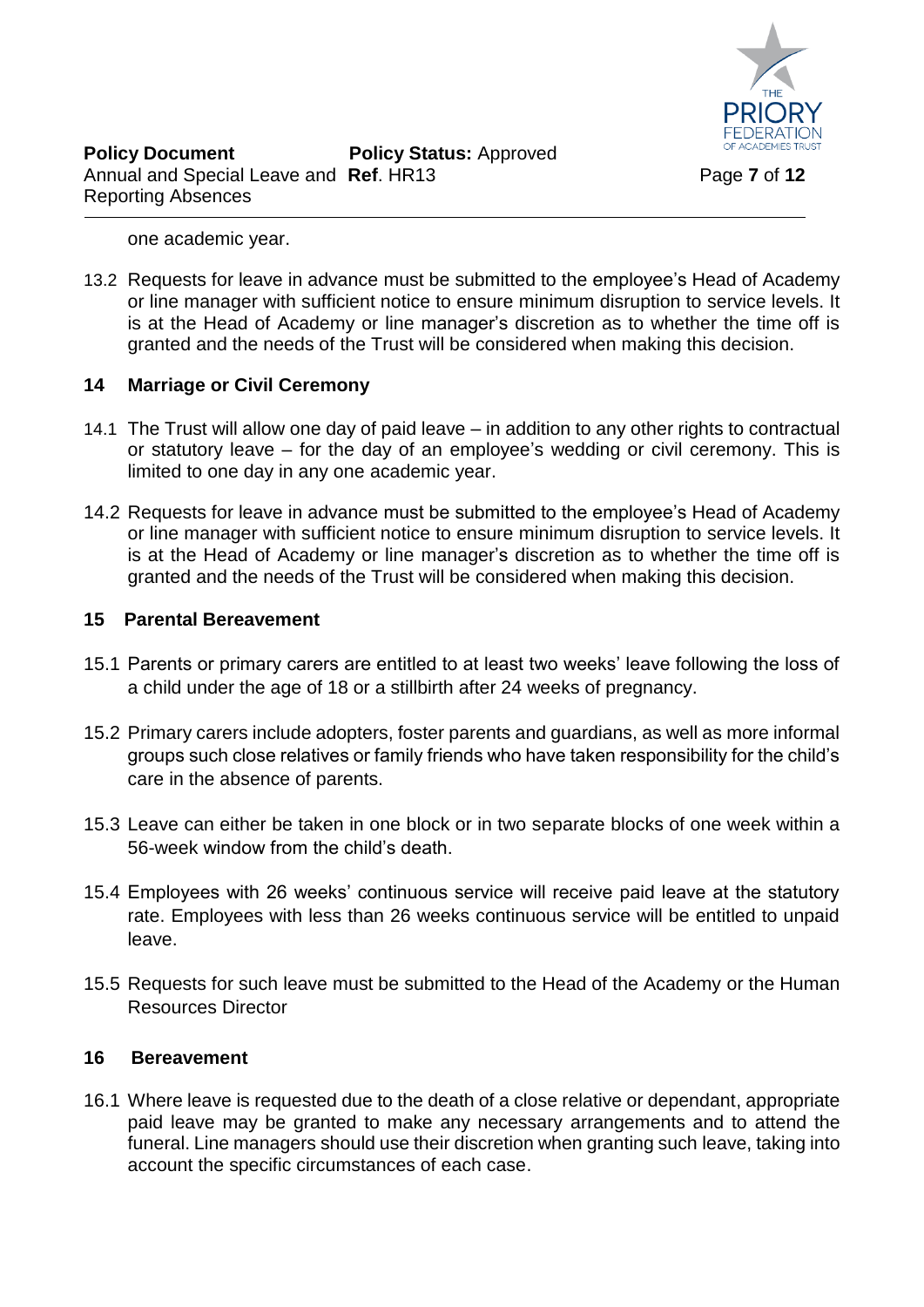one academic year.

13.2 Requests for leave in advance must be submitted to the employee's Head of Academy or line manager with sufficient notice to ensure minimum disruption to service levels. It is at the Head of Academy or line manager's discretion as to whether the time off is granted and the needs of the Trust will be considered when making this decision.

## 14 Marriage or Civil Ceremony

14.1 The Trust will allow one day of paid leave – in addition to any other rights to contractual or statutory leave – for the day of an employee's wedding or civil ceremony. This is limited to one day in any one academic year.

14.2 Requests for leave in advance must be submitted to the employee's Head of Academy or line manager with sufficient notice to ensure minimum disruption to service levels. It is at the Head of Academy or line manager's discretion as to whether the time off is granted and the needs of the Trust will be considered when making this decision.

## 15 Parental Bereavement

15.1 Parents or primary carers are entitled to at least two weeks' leave following the loss of a child under the age of 18 or a stillbirth after 24 weeks of pregnancy.

15.2 Primary carers include adopters, foster parents and guardians, as well as more informal groups such close relatives or family friends who have taken responsibility for the child's care in the absence of parents.

15.3 Leave can either be taken in one block or in two separate blocks of one week within a 56-week window from the child's death.

15.4 Employees with 26 weeks' continuous service will receive paid leave at the statutory rate. Employees with less than 26 weeks continuous service will be entitled to unpaid leave.

15.5 Requests for such leave must be submitted to the Head of the Academy or the Human Resources Director

## 16 Bereavement

16.1 Where leave is requested due to the death of a close relative or dependant, appropriate paid leave may be granted to make any necessary arrangements and to attend the funeral. Line managers should use their discretion when granting such leave, taking into account the specific circumstances of each case.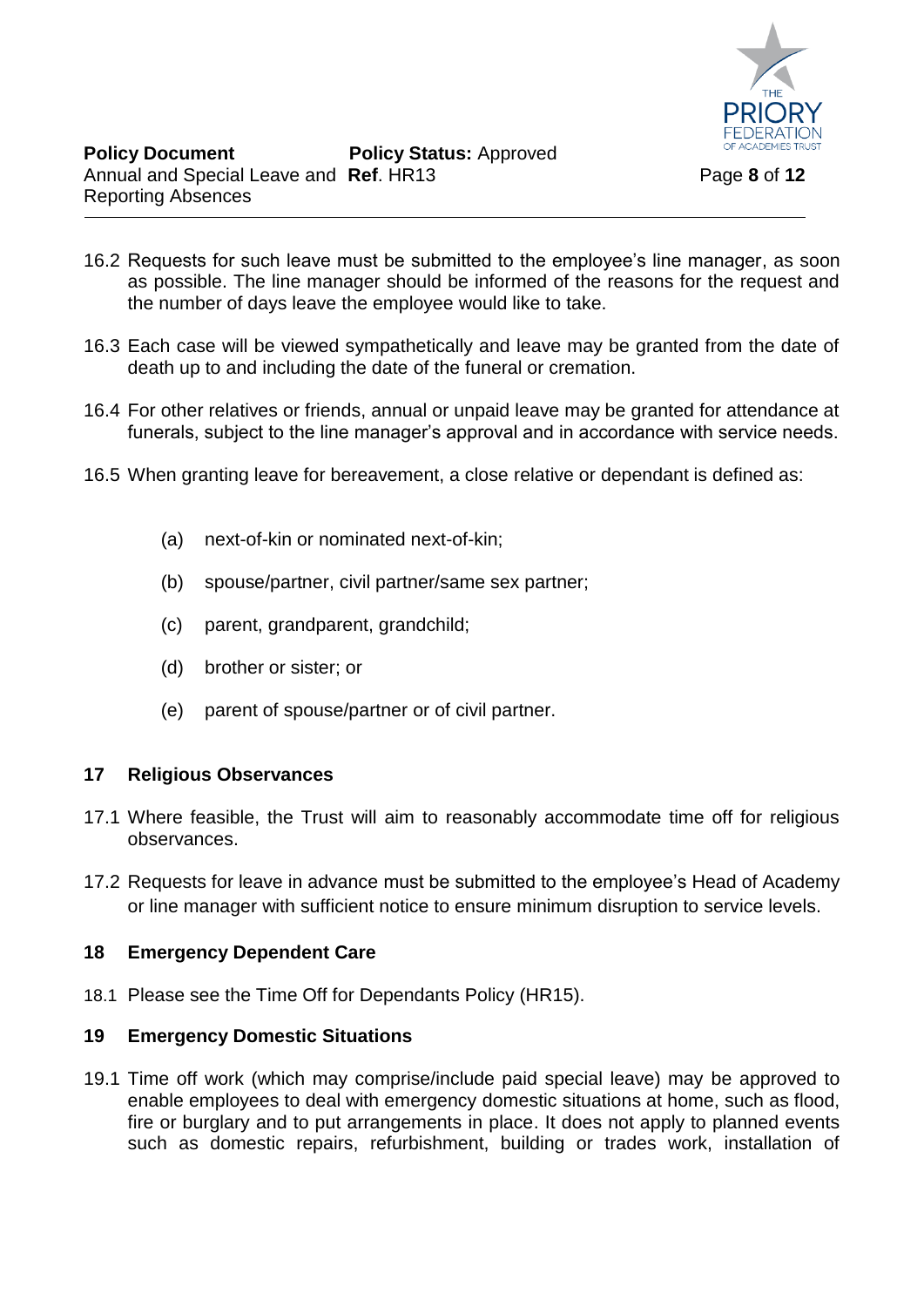16.2 Requests for such leave must be submitted to the employee's line manager, as soon as possible. The line manager should be informed of the reasons for the request and the number of days leave the employee would like to take.

16.3 Each case will be viewed sympathetically and leave may be granted from the date of death up to and including the date of the funeral or cremation.

16.4 For other relatives or friends, annual or unpaid leave may be granted for attendance at funerals, subject to the line manager's approval and in accordance with service needs.

16.5 When granting leave for bereavement, a close relative or dependant is defined as:

- (a) next-of-kin or nominated next-of-kin;
- (b) spouse/partner, civil partner/same sex partner;
- (c) parent, grandparent, grandchild;
- (d) brother or sister; or
- (e) parent of spouse/partner or of civil partner.

## 17 Religious Observances

17.1 Where feasible, the Trust will aim to reasonably accommodate time off for religious observances.

17.2 Requests for leave in advance must be submitted to the employee's Head of Academy or line manager with sufficient notice to ensure minimum disruption to service levels.

## 18 Emergency Dependent Care

18.1 Please see the Time Off for Dependants Policy (HR15).

## 19 Emergency Domestic Situations

19.1 Time off work (which may comprise/include paid special leave) may be approved to enable employees to deal with emergency domestic situations at home, such as flood, fire or burglary and to put arrangements in place. It does not apply to planned events such as domestic repairs, refurbishment, building or trades work, installation of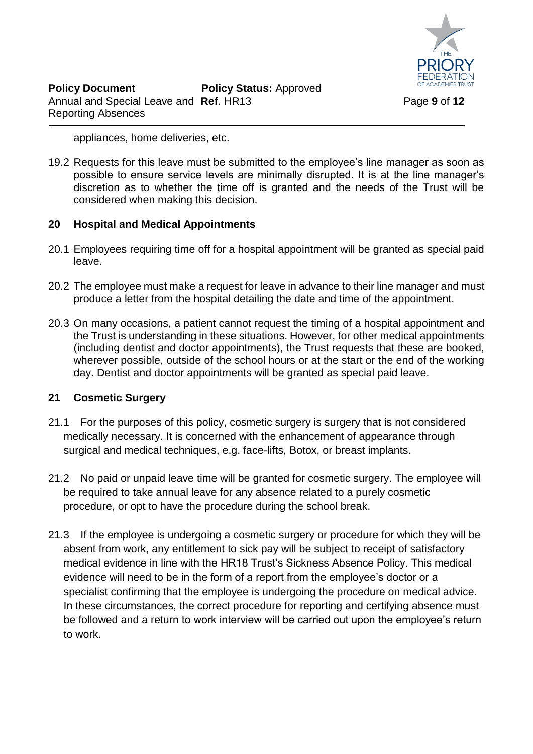appliances, home deliveries, etc.

19.2 Requests for this leave must be submitted to the employee's line manager as soon as possible to ensure service levels are minimally disrupted. It is at the line manager's discretion as to whether the time off is granted and the needs of the Trust will be considered when making this decision.

## 20 Hospital and Medical Appointments

20.1 Employees requiring time off for a hospital appointment will be granted as special paid leave.

20.2 The employee must make a request for leave in advance to their line manager and must produce a letter from the hospital detailing the date and time of the appointment.

20.3 On many occasions, a patient cannot request the timing of a hospital appointment and the Trust is understanding in these situations. However, for other medical appointments (including dentist and doctor appointments), the Trust requests that these are booked, wherever possible, outside of the school hours or at the start or the end of the working day. Dentist and doctor appointments will be granted as special paid leave.

## 21 Cosmetic Surgery

21.1 For the purposes of this policy, cosmetic surgery is surgery that is not considered medically necessary. It is concerned with the enhancement of appearance through surgical and medical techniques, e.g. face-lifts, Botox, or breast implants.

21.2 No paid or unpaid leave time will be granted for cosmetic surgery. The employee will be required to take annual leave for any absence related to a purely cosmetic procedure, or opt to have the procedure during the school break.

21.3 If the employee is undergoing a cosmetic surgery or procedure for which they will be absent from work, any entitlement to sick pay will be subject to receipt of satisfactory medical evidence in line with the HR18 Trust's Sickness Absence Policy. This medical evidence will need to be in the form of a report from the employee's doctor or a specialist confirming that the employee is undergoing the procedure on medical advice. In these circumstances, the correct procedure for reporting and certifying absence must be followed and a return to work interview will be carried out upon the employee's return to work.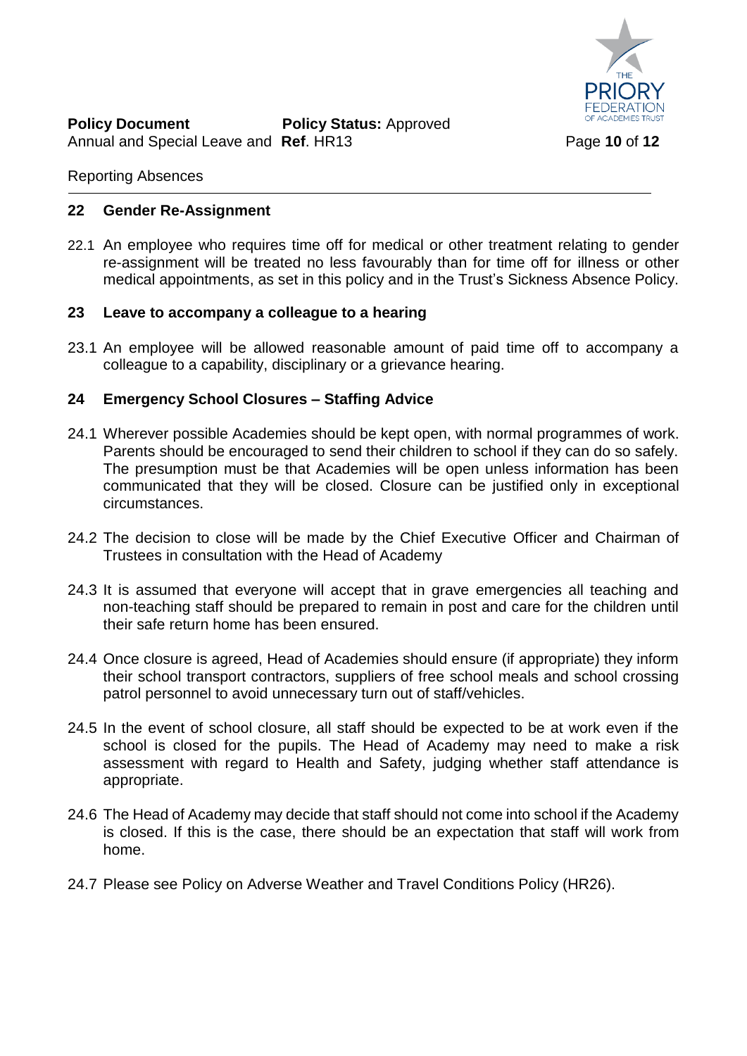## 22 Gender Re-Assignment

22.1 An employee who requires time off for medical or other treatment relating to gender re-assignment will be treated no less favourably than for time off for illness or other medical appointments, as set in this policy and in the Trust's Sickness Absence Policy.

## 23 Leave to accompany a colleague to a hearing

23.1 An employee will be allowed reasonable amount of paid time off to accompany a colleague to a capability, disciplinary or a grievance hearing.

## 24 Emergency School Closures – Staffing Advice

24.1 Wherever possible Academies should be kept open, with normal programmes of work. Parents should be encouraged to send their children to school if they can do so safely. The presumption must be that Academies will be open unless information has been communicated that they will be closed. Closure can be justified only in exceptional circumstances.

24.2 The decision to close will be made by the Chief Executive Officer and Chairman of Trustees in consultation with the Head of Academy

24.3 It is assumed that everyone will accept that in grave emergencies all teaching and non-teaching staff should be prepared to remain in post and care for the children until their safe return home has been ensured.

24.4 Once closure is agreed, Head of Academies should ensure (if appropriate) they inform their school transport contractors, suppliers of free school meals and school crossing patrol personnel to avoid unnecessary turn out of staff/vehicles.

24.5 In the event of school closure, all staff should be expected to be at work even if the school is closed for the pupils. The Head of Academy may need to make a risk assessment with regard to Health and Safety, judging whether staff attendance is appropriate.

24.6 The Head of Academy may decide that staff should not come into school if the Academy is closed. If this is the case, there should be an expectation that staff will work from home.

24.7 Please see Policy on Adverse Weather and Travel Conditions Policy (HR26).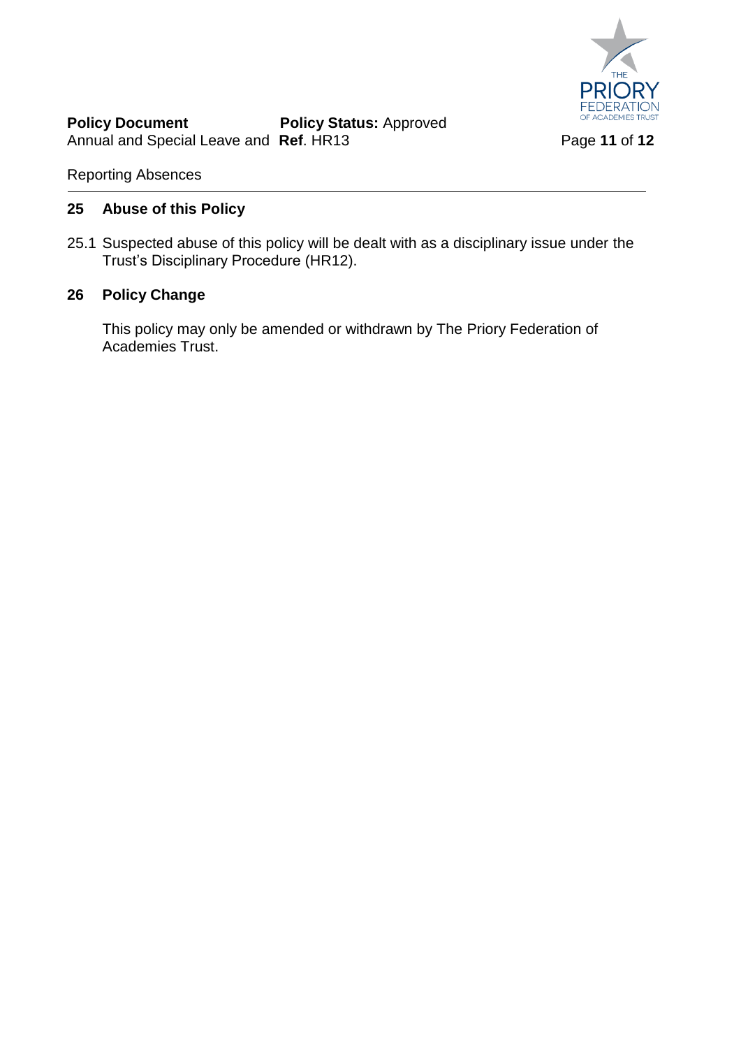## 25 Abuse of this Policy

25.1 Suspected abuse of this policy will be dealt with as a disciplinary issue under the Trust's Disciplinary Procedure (HR12).

## 26 Policy Change

This policy may only be amended or withdrawn by The Priory Federation of Academies Trust.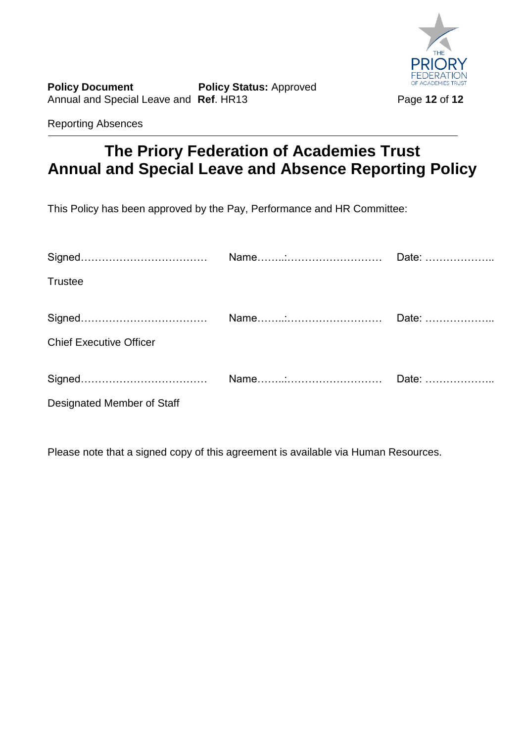# The Priory Federation of Academies Trust
# Annual and Special Leave and Absence Reporting Policy

This Policy has been approved by the Pay, Performance and HR Committee:

Signed……………………………… Name……..:……………………… Date: ………………..

Trustee

Signed……………………………… Name……..:……………………… Date: ………………..

Chief Executive Officer

Signed……………………………… Name……..:……………………… Date: ………………..

Designated Member of Staff

Please note that a signed copy of this agreement is available via Human Resources.